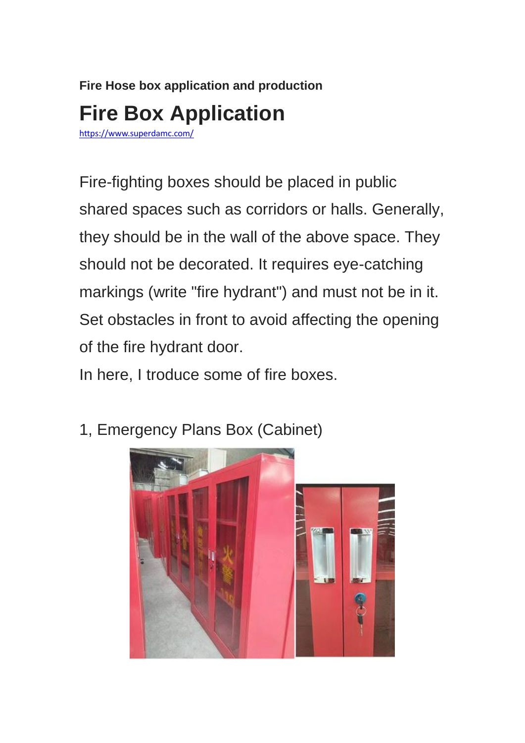**Fire Hose box application and production**

# Fire Box Application

https://www.superdamc.com/

Fire-fighting boxes should be placed in public shared spaces such as corridors or halls. Generally, they should be in the wall of the above space. They should not be decorated. It requires eye-catching markings (write "fire hydrant") and must not be in it. Set obstacles in front to avoid affecting the opening of the fire hydrant door.

In here, I troduce some of fire boxes.

1, Emergency Plans Box (Cabinet)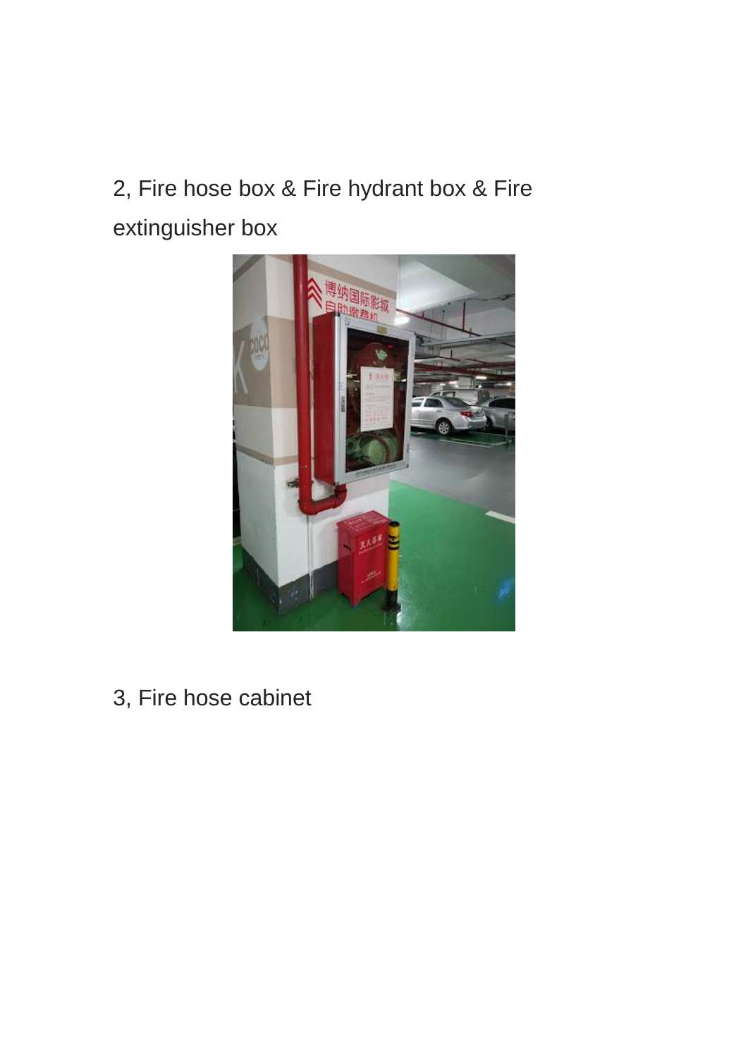2, Fire hose box & Fire hydrant box & Fire extinguisher box

3, Fire hose cabinet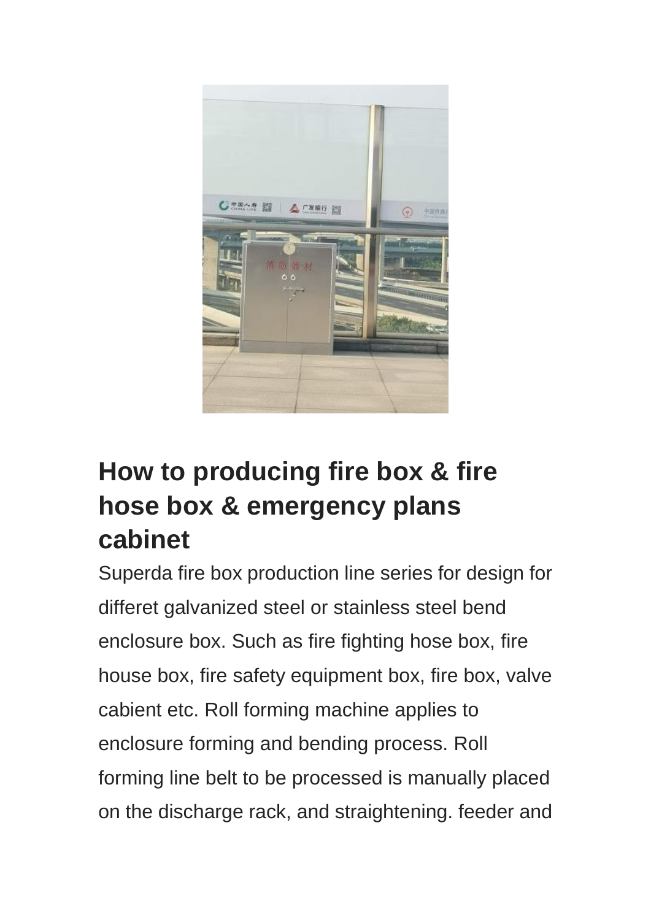## How to producing fire box & fire hose box & emergency plans cabinet

Superda fire box production line series for design for differet galvanized steel or stainless steel bend enclosure box. Such as fire fighting hose box, fire house box, fire safety equipment box, fire box, valve cabient etc. Roll forming machine applies to enclosure forming and bending process. Roll forming line belt to be processed is manually placed on the discharge rack, and straightening. feeder and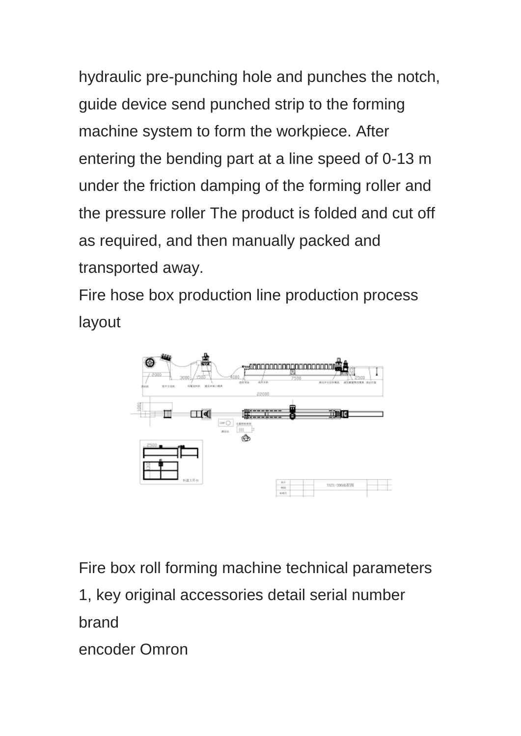hydraulic pre-punching hole and punches the notch, guide device send punched strip to the forming machine system to form the workpiece. After entering the bending part at a line speed of 0-13 m under the friction damping of the forming roller and the pressure roller The product is folded and cut off as required, and then manually packed and transported away.

Fire hose box production line production process layout

Fire box roll forming machine technical parameters

1, key original accessories detail serial number brand

encoder Omron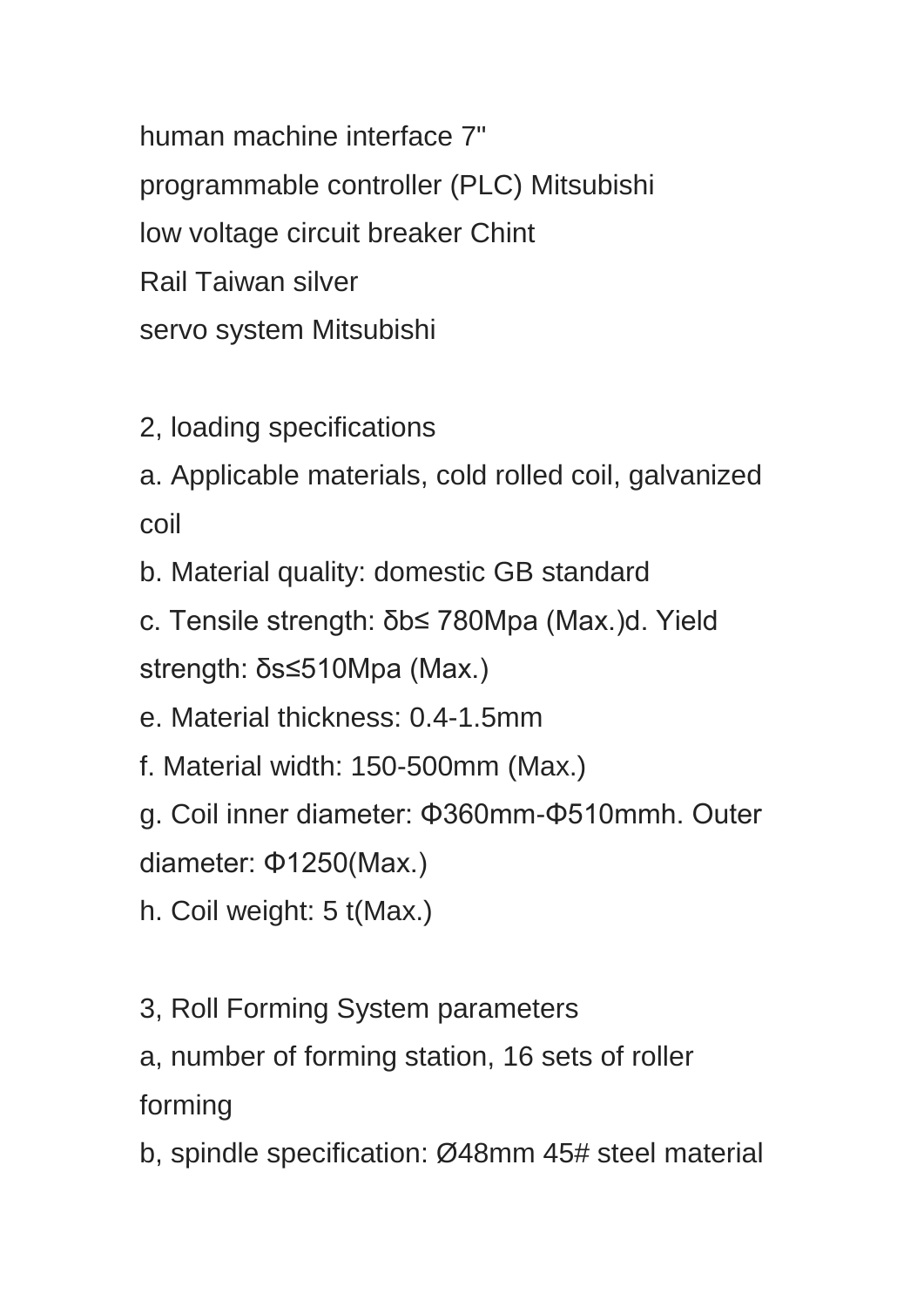human machine interface 7"

programmable controller (PLC) Mitsubishi

low voltage circuit breaker Chint

Rail Taiwan silver

servo system Mitsubishi

2, loading specifications

a. Applicable materials, cold rolled coil, galvanized coil

b. Material quality: domestic GB standard

c. Tensile strength: δb≤ 780Mpa (Max.)d. Yield strength: δs≤510Mpa (Max.)

e. Material thickness: 0.4-1.5mm

f. Material width: 150-500mm (Max.)

g. Coil inner diameter: Φ360mm-Φ510mmh. Outer diameter: Φ1250(Max.)

h. Coil weight: 5 t(Max.)

3, Roll Forming System parameters

a, number of forming station, 16 sets of roller forming

b, spindle specification: Ø48mm 45# steel material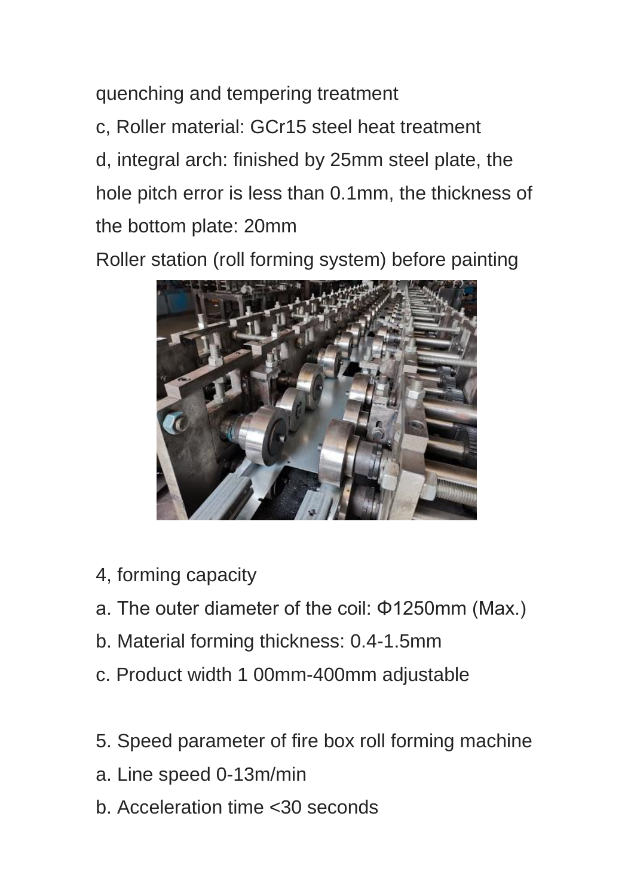quenching and tempering treatment

c, Roller material: GCr15 steel heat treatment

d, integral arch: finished by 25mm steel plate, the hole pitch error is less than 0.1mm, the thickness of the bottom plate: 20mm

Roller station (roll forming system) before painting

4, forming capacity

a. The outer diameter of the coil: Φ1250mm (Max.)

b. Material forming thickness: 0.4-1.5mm

c. Product width 1 00mm-400mm adjustable

5. Speed parameter of fire box roll forming machine

a. Line speed 0-13m/min

b. Acceleration time <30 seconds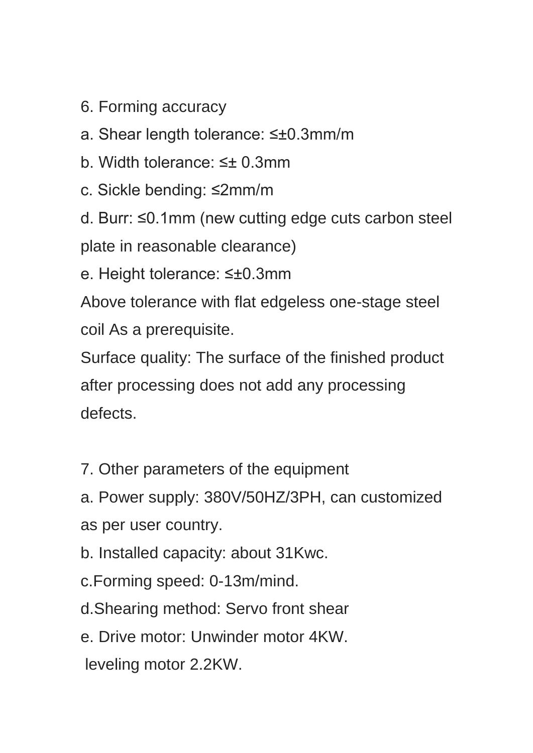6. Forming accuracy

a. Shear length tolerance: ≤±0.3mm/m

b. Width tolerance: ≤± 0.3mm

c. Sickle bending: ≤2mm/m

d. Burr: ≤0.1mm (new cutting edge cuts carbon steel plate in reasonable clearance)

e. Height tolerance: ≤±0.3mm

Above tolerance with flat edgeless one-stage steel coil As a prerequisite.

Surface quality: The surface of the finished product after processing does not add any processing defects.

7. Other parameters of the equipment

a. Power supply: 380V/50HZ/3PH, can customized as per user country.

b. Installed capacity: about 31Kwc.

c.Forming speed: 0-13m/mind.

d.Shearing method: Servo front shear

e. Drive motor: Unwinder motor 4KW.

leveling motor 2.2KW.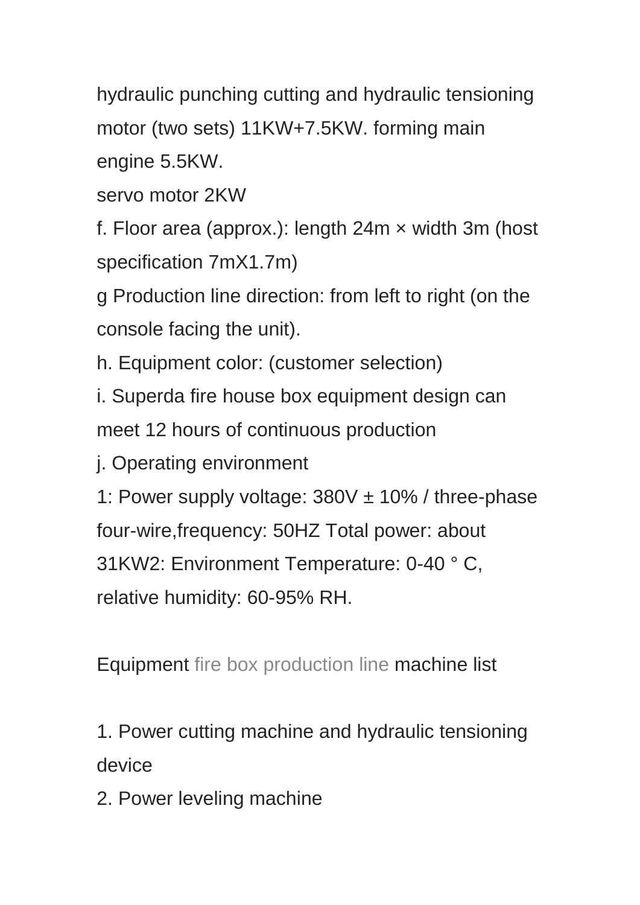hydraulic punching cutting and hydraulic tensioning motor (two sets) 11KW+7.5KW. forming main engine 5.5KW.

servo motor 2KW

f. Floor area (approx.): length 24m × width 3m (host specification 7mX1.7m)

g Production line direction: from left to right (on the console facing the unit).

h. Equipment color: (customer selection)

i. Superda fire house box equipment design can meet 12 hours of continuous production

j. Operating environment

1: Power supply voltage: 380V ± 10% / three-phase four-wire,frequency: 50HZ Total power: about 31KW2: Environment Temperature: 0-40 ° C, relative humidity: 60-95% RH.

Equipment fire box production line machine list

1. Power cutting machine and hydraulic tensioning device
2. Power leveling machine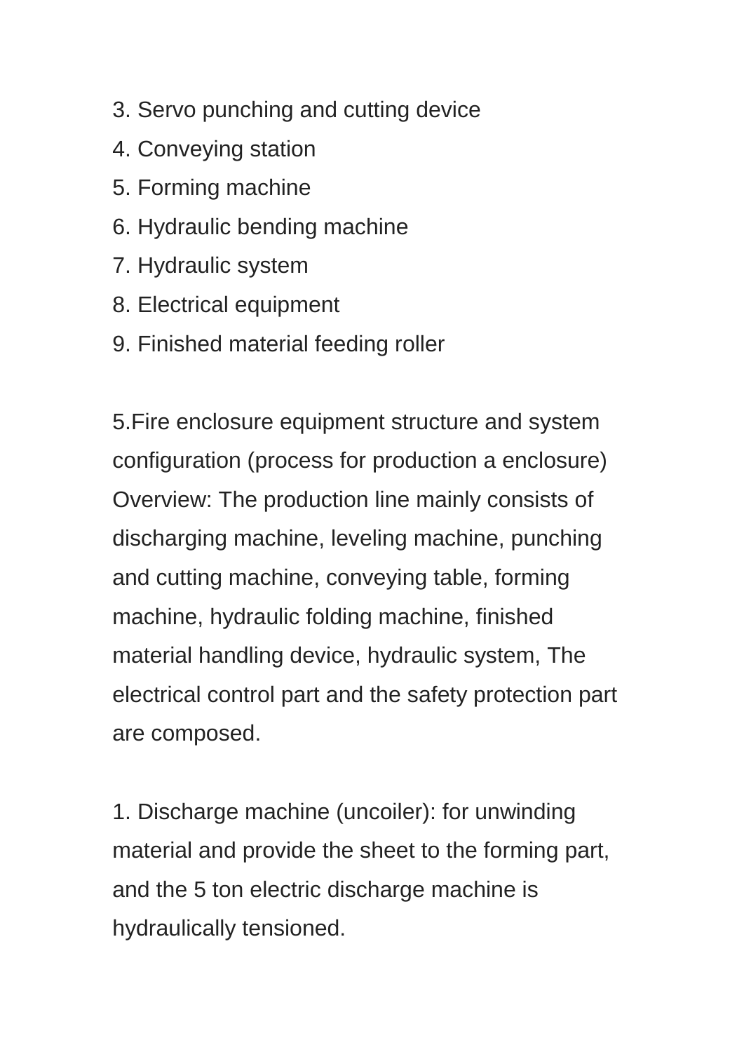3. Servo punching and cutting device
4. Conveying station
5. Forming machine
6. Hydraulic bending machine
7. Hydraulic system
8. Electrical equipment
9. Finished material feeding roller

5.Fire enclosure equipment structure and system configuration (process for production a enclosure)
Overview: The production line mainly consists of discharging machine, leveling machine, punching and cutting machine, conveying table, forming machine, hydraulic folding machine, finished material handling device, hydraulic system, The electrical control part and the safety protection part are composed.

1. Discharge machine (uncoiler): for unwinding material and provide the sheet to the forming part, and the 5 ton electric discharge machine is hydraulically tensioned.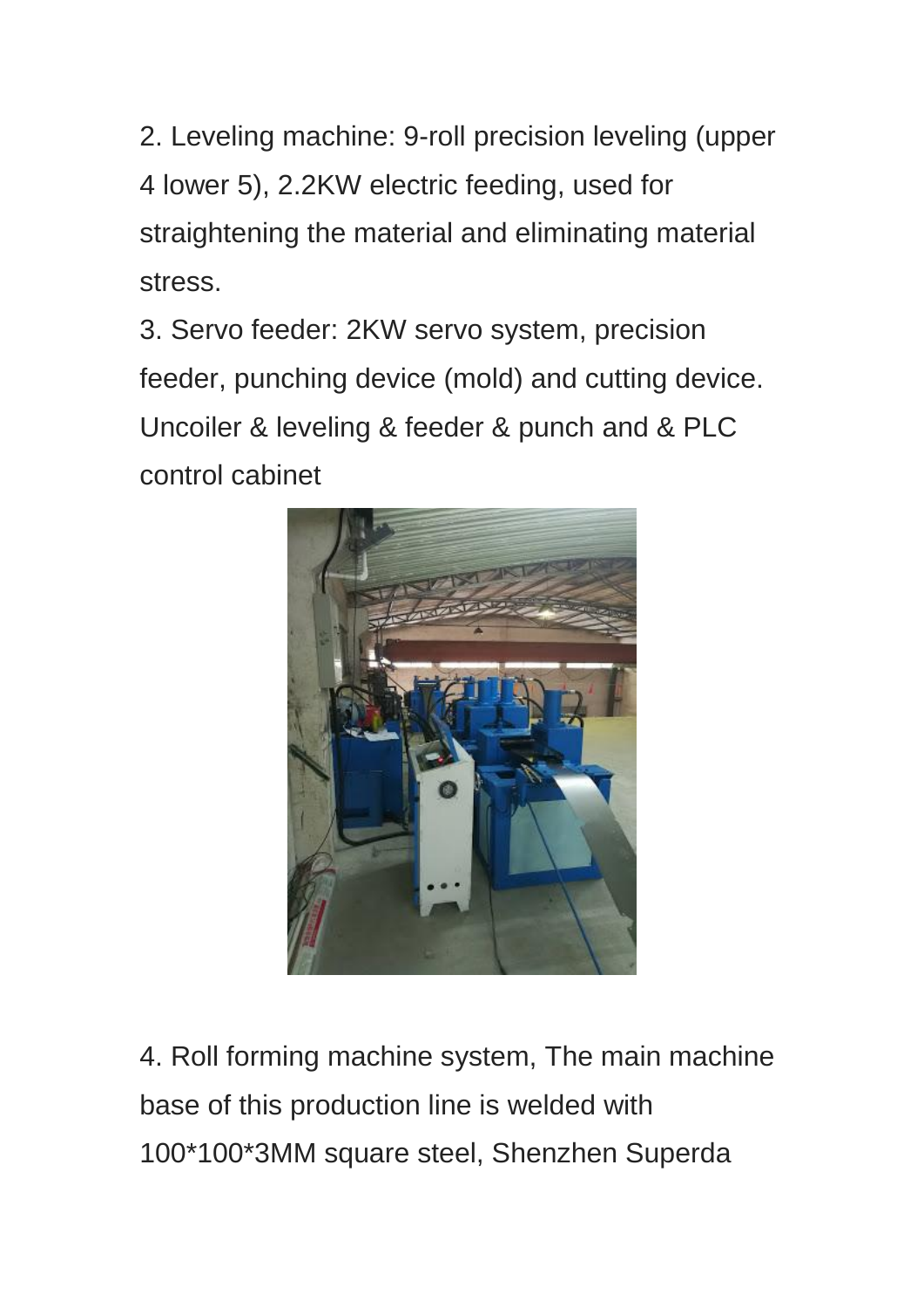2. Leveling machine: 9-roll precision leveling (upper 4 lower 5), 2.2KW electric feeding, used for straightening the material and eliminating material stress.

3. Servo feeder: 2KW servo system, precision feeder, punching device (mold) and cutting device. Uncoiler & leveling & feeder & punch and & PLC control cabinet

4. Roll forming machine system, The main machine base of this production line is welded with 100*100*3MM square steel, Shenzhen Superda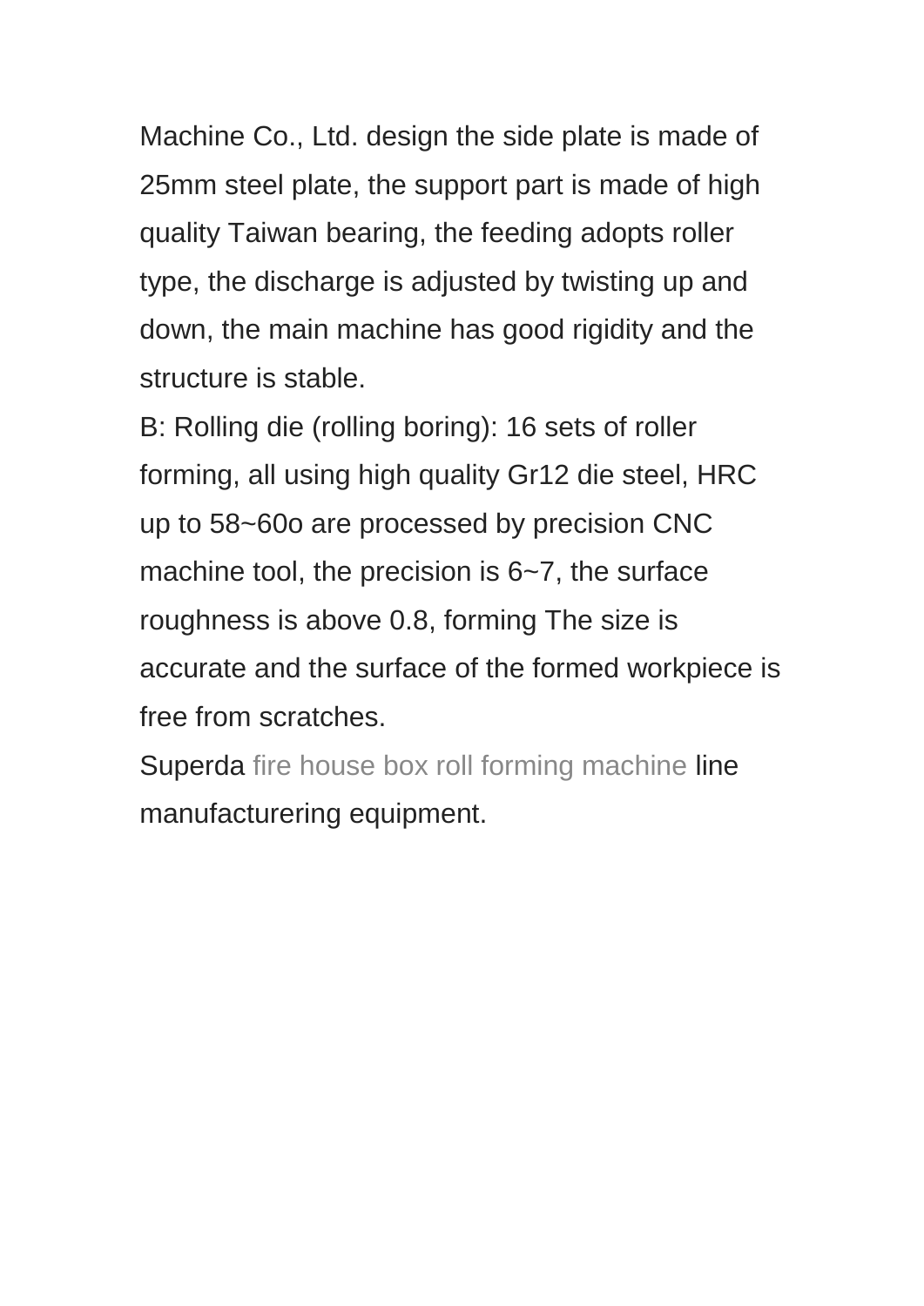Machine Co., Ltd. design the side plate is made of 25mm steel plate, the support part is made of high quality Taiwan bearing, the feeding adopts roller type, the discharge is adjusted by twisting up and down, the main machine has good rigidity and the structure is stable.

B: Rolling die (rolling boring): 16 sets of roller forming, all using high quality Gr12 die steel, HRC up to 58~60o are processed by precision CNC machine tool, the precision is 6~7, the surface roughness is above 0.8, forming The size is accurate and the surface of the formed workpiece is free from scratches.

Superda fire house box roll forming machine line manufacturering equipment.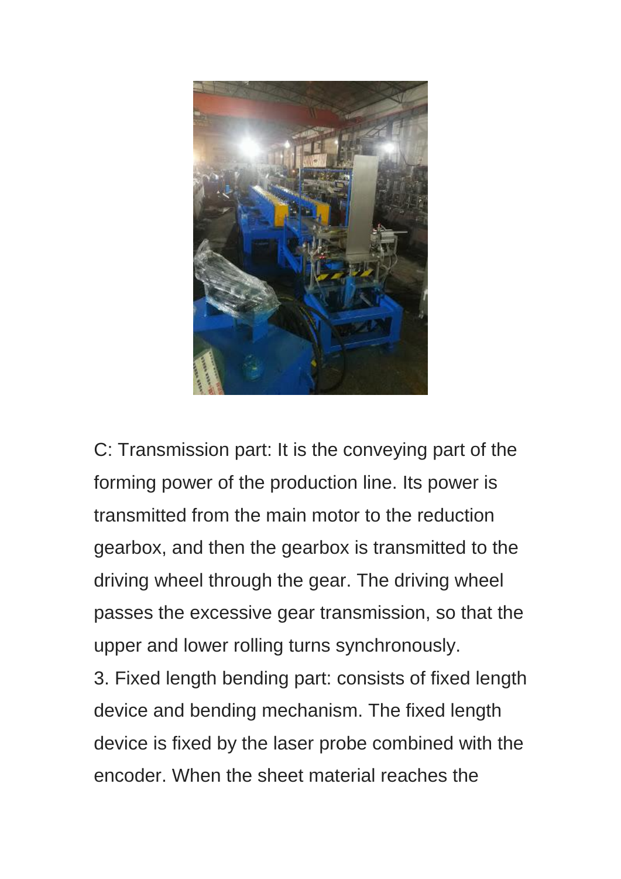C: Transmission part: It is the conveying part of the forming power of the production line. Its power is transmitted from the main motor to the reduction gearbox, and then the gearbox is transmitted to the driving wheel through the gear. The driving wheel passes the excessive gear transmission, so that the upper and lower rolling turns synchronously.

3. Fixed length bending part: consists of fixed length device and bending mechanism. The fixed length device is fixed by the laser probe combined with the encoder. When the sheet material reaches the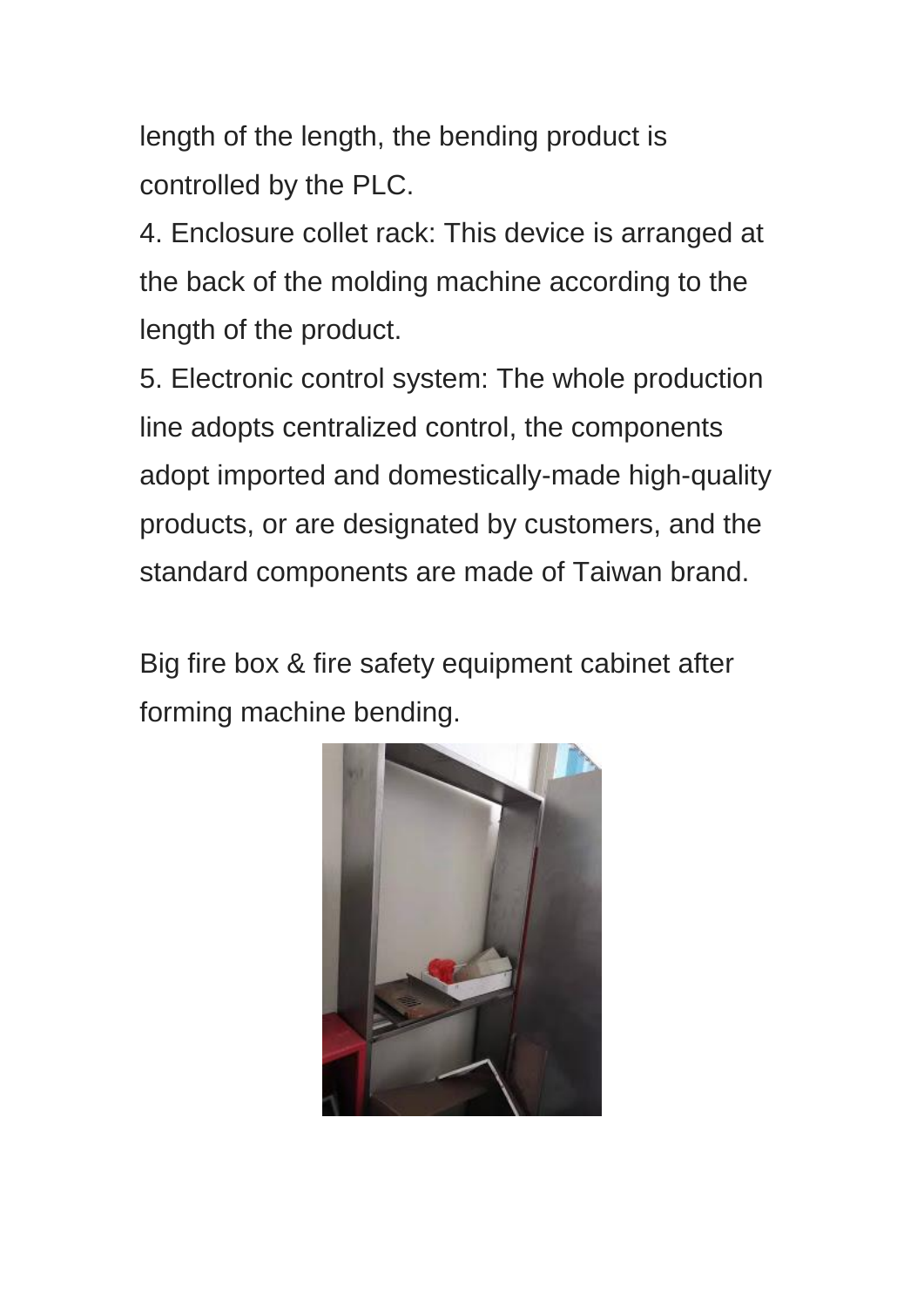length of the length, the bending product is controlled by the PLC.

4. Enclosure collet rack: This device is arranged at the back of the molding machine according to the length of the product.

5. Electronic control system: The whole production line adopts centralized control, the components adopt imported and domestically-made high-quality products, or are designated by customers, and the standard components are made of Taiwan brand.

Big fire box & fire safety equipment cabinet after forming machine bending.